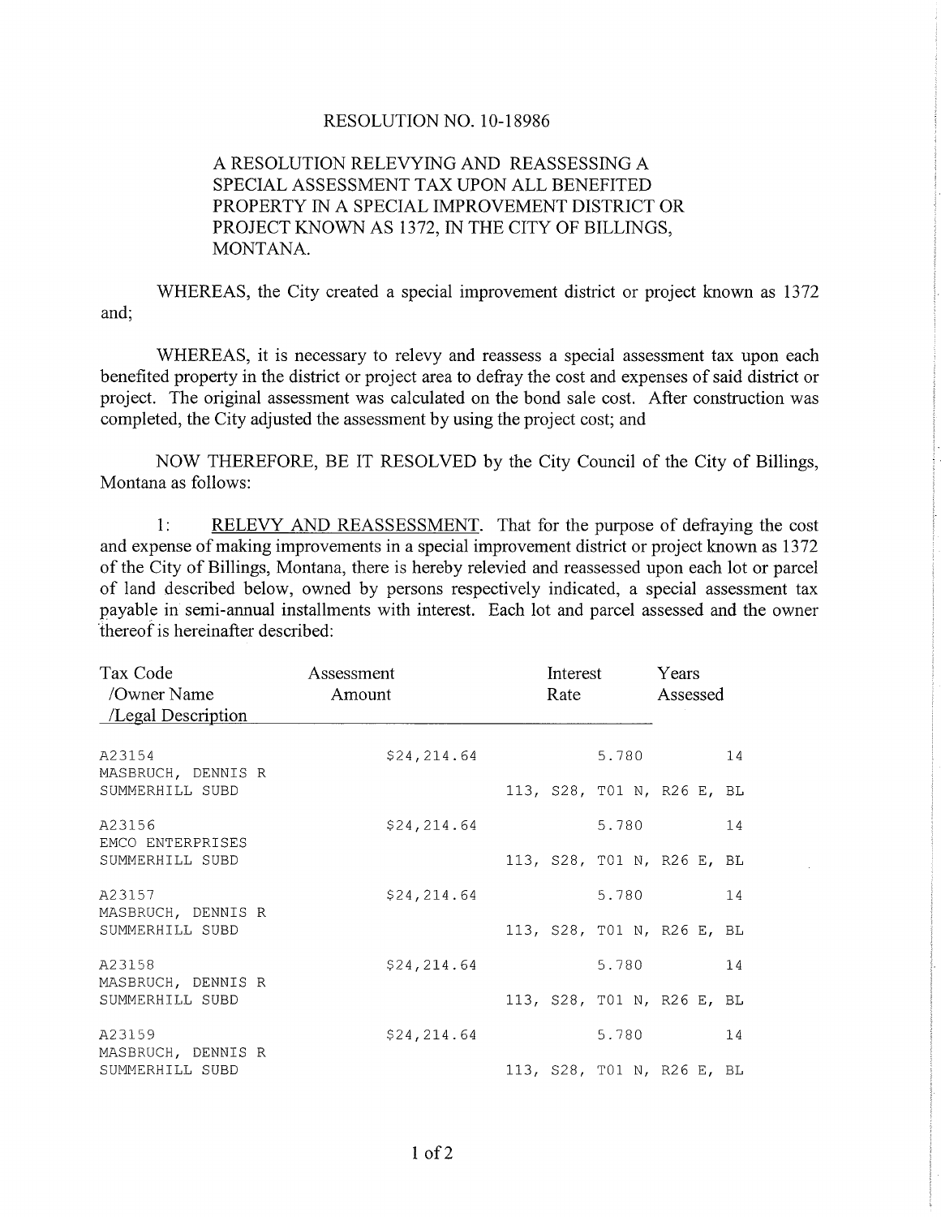RESOLUTION NO. 10-18986

A RESOLUTION RELEVYING AND REASSESSING A SPECIAL ASSESSMENT TAX UPON ALL BENEFITED PROPERTY IN A SPECIAL IMPROVEMENT DISTRICT OR PROJECT KNOWN AS 1372, IN THE CITY OF BILLINGS, MONTANA.

WHEREAS, the City created a special improvement district or project known as 1372 and;

WHEREAS, it is necessary to relevy and reassess a special assessment tax upon each benefited property in the district or project area to defray the cost and expenses of said district or project. The original assessment was calculated on the bond sale cost. After construction was completed, the City adjusted the assessment by using the project cost; and

NOW THEREFORE, BE IT RESOLVED by the City Council of the City of Billings, Montana as follows:

1: <u>RELEVY AND REASSESSMENT</u>. That for the purpose of defraying the cost and expense of making improvements in a special improvement district or project known as 1372 of the City of Billings, Montana, there is hereby relevied and reassessed upon each lot or parcel of land described below, owned by persons respectively indicated, a special assessment tax payable in semi-annual installments with interest. Each lot and parcel assessed and the owner thereof is hereinafter described:

| Tax Code /Owner Name /Legal Description | Assessment Amount | Interest Rate | Years Assessed |
|---|---|---|---|
| A23154<br>MASBRUCH, DENNIS R<br>SUMMERHILL SUBD<br>113, S28, T01 N, R26 E, BL | $24,214.64 | 5.780 | 14 |
| A23156<br>EMCO ENTERPRISES<br>SUMMERHILL SUBD<br>113, S28, T01 N, R26 E, BL | $24,214.64 | 5.780 | 14 |
| A23157<br>MASBRUCH, DENNIS R<br>SUMMERHILL SUBD<br>113, S28, T01 N, R26 E, BL | $24,214.64 | 5.780 | 14 |
| A23158<br>MASBRUCH, DENNIS R<br>SUMMERHILL SUBD<br>113, S28, T01 N, R26 E, BL | $24,214.64 | 5.780 | 14 |
| A23159<br>MASBRUCH, DENNIS R<br>SUMMERHILL SUBD<br>113, S28, T01 N, R26 E, BL | $24,214.64 | 5.780 | 14 |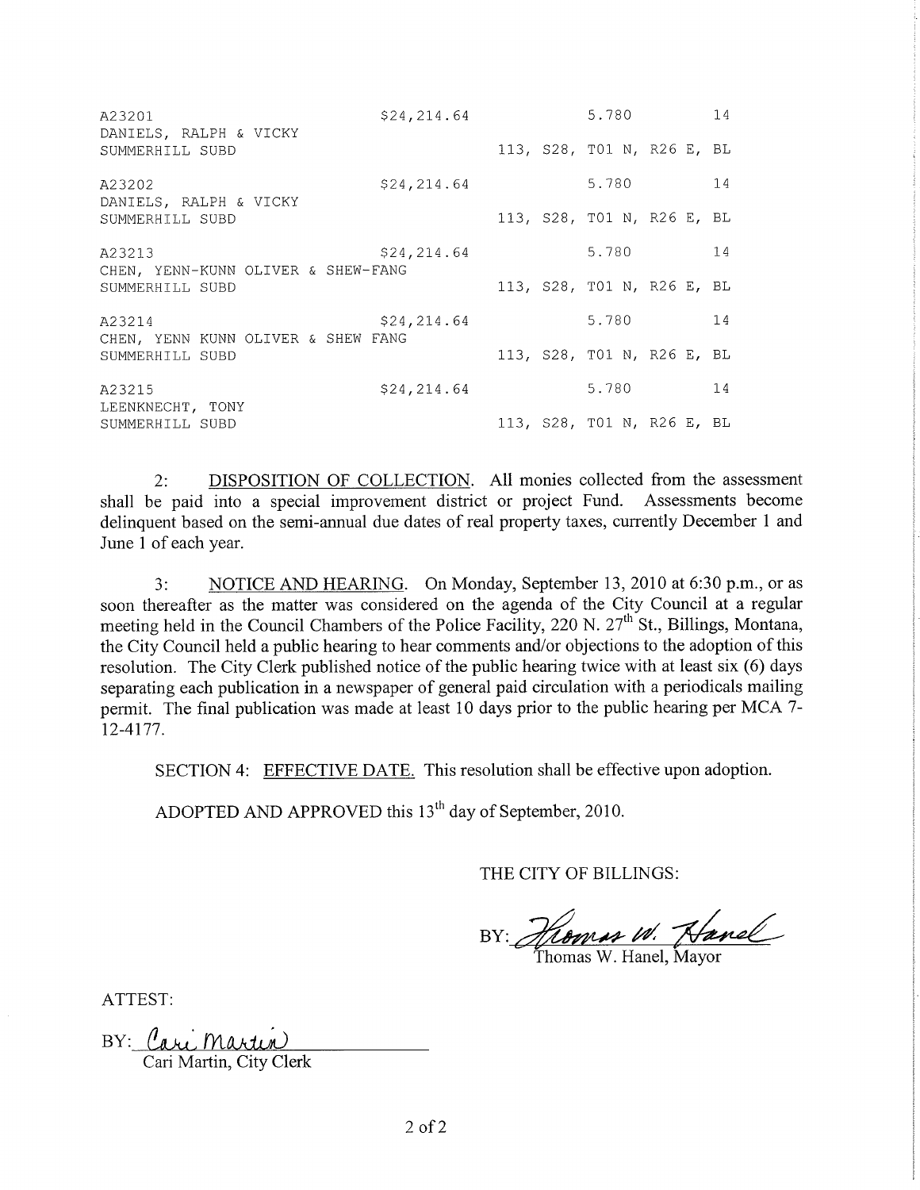| | | | |
|---|---|---|---|
| A23201<br>DANIELS, RALPH & VICKY<br>SUMMERHILL SUBD | $24,214.64 | 5.780<br>113, S28, T01 N, R26 E, BL | 14 |
| A23202<br>DANIELS, RALPH & VICKY<br>SUMMERHILL SUBD | $24,214.64 | 5.780<br>113, S28, T01 N, R26 E, BL | 14 |
| A23213<br>CHEN, YENN-KUNN OLIVER & SHEW-FANG<br>SUMMERHILL SUBD | $24,214.64 | 5.780<br>113, S28, T01 N, R26 E, BL | 14 |
| A23214<br>CHEN, YENN KUNN OLIVER & SHEW FANG<br>SUMMERHILL SUBD | $24,214.64 | 5.780<br>113, S28, T01 N, R26 E, BL | 14 |
| A23215<br>LEENKNECHT, TONY<br>SUMMERHILL SUBD | $24,214.64 | 5.780<br>113, S28, T01 N, R26 E, BL | 14 |

2: DISPOSITION OF COLLECTION. All monies collected from the assessment shall be paid into a special improvement district or project Fund. Assessments become delinquent based on the semi-annual due dates of real property taxes, currently December 1 and June 1 of each year.

3: NOTICE AND HEARING. On Monday, September 13, 2010 at 6:30 p.m., or as soon thereafter as the matter was considered on the agenda of the City Council at a regular meeting held in the Council Chambers of the Police Facility, 220 N. 27th St., Billings, Montana, the City Council held a public hearing to hear comments and/or objections to the adoption of this resolution. The City Clerk published notice of the public hearing twice with at least six (6) days separating each publication in a newspaper of general paid circulation with a periodicals mailing permit. The final publication was made at least 10 days prior to the public hearing per MCA 7-12-4177.

SECTION 4: EFFECTIVE DATE. This resolution shall be effective upon adoption.

ADOPTED AND APPROVED this 13th day of September, 2010.

THE CITY OF BILLINGS:

BY: *Thomas W. Hanel*
Thomas W. Hanel, Mayor

ATTEST:

BY: *Cari Martin*
Cari Martin, City Clerk